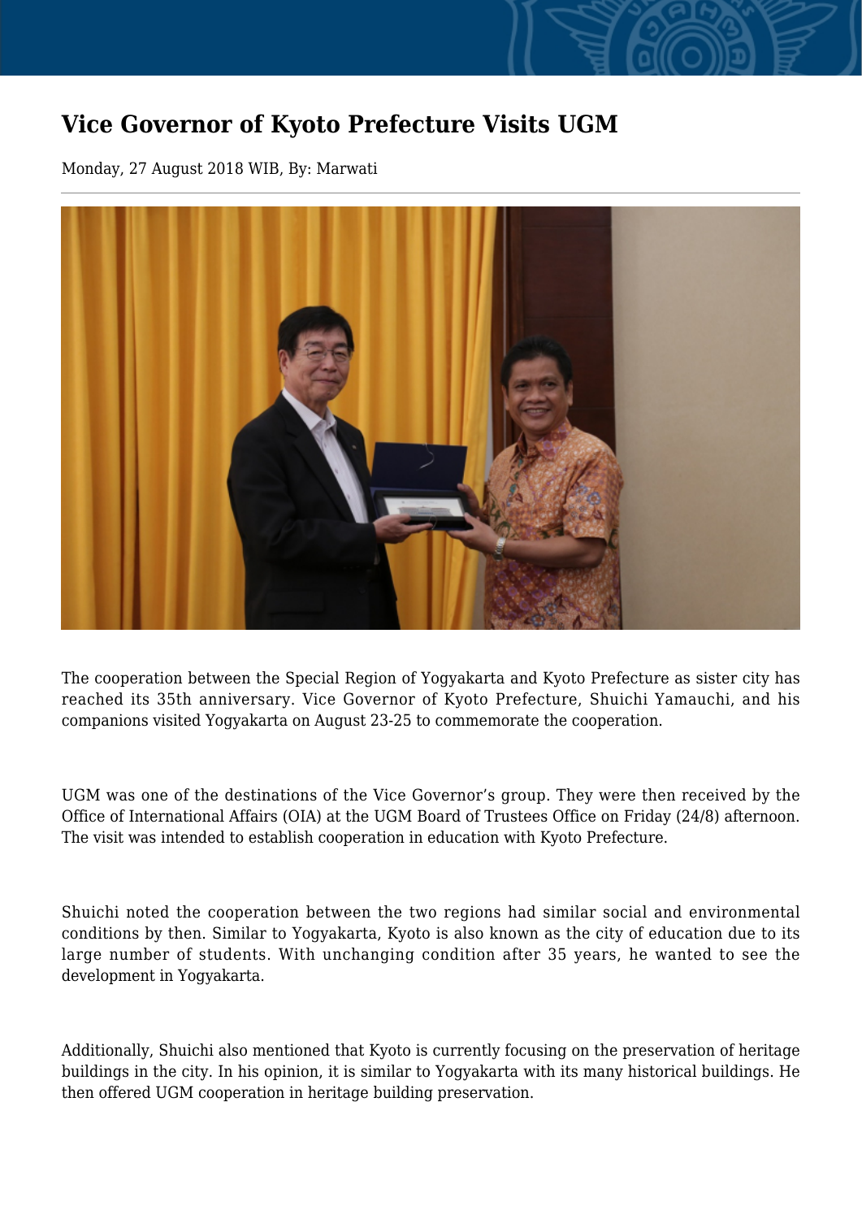# Vice Governor of Kyoto Prefecture Visits UGM

Monday, 27 August 2018 WIB, By: Marwati

The cooperation between the Special Region of Yogyakarta and Kyoto Prefecture as sister city has reached its 35th anniversary. Vice Governor of Kyoto Prefecture, Shuichi Yamauchi, and his companions visited Yogyakarta on August 23-25 to commemorate the cooperation.

UGM was one of the destinations of the Vice Governor's group. They were then received by the Office of International Affairs (OIA) at the UGM Board of Trustees Office on Friday (24/8) afternoon. The visit was intended to establish cooperation in education with Kyoto Prefecture.

Shuichi noted the cooperation between the two regions had similar social and environmental conditions by then. Similar to Yogyakarta, Kyoto is also known as the city of education due to its large number of students. With unchanging condition after 35 years, he wanted to see the development in Yogyakarta.

Additionally, Shuichi also mentioned that Kyoto is currently focusing on the preservation of heritage buildings in the city. In his opinion, it is similar to Yogyakarta with its many historical buildings. He then offered UGM cooperation in heritage building preservation.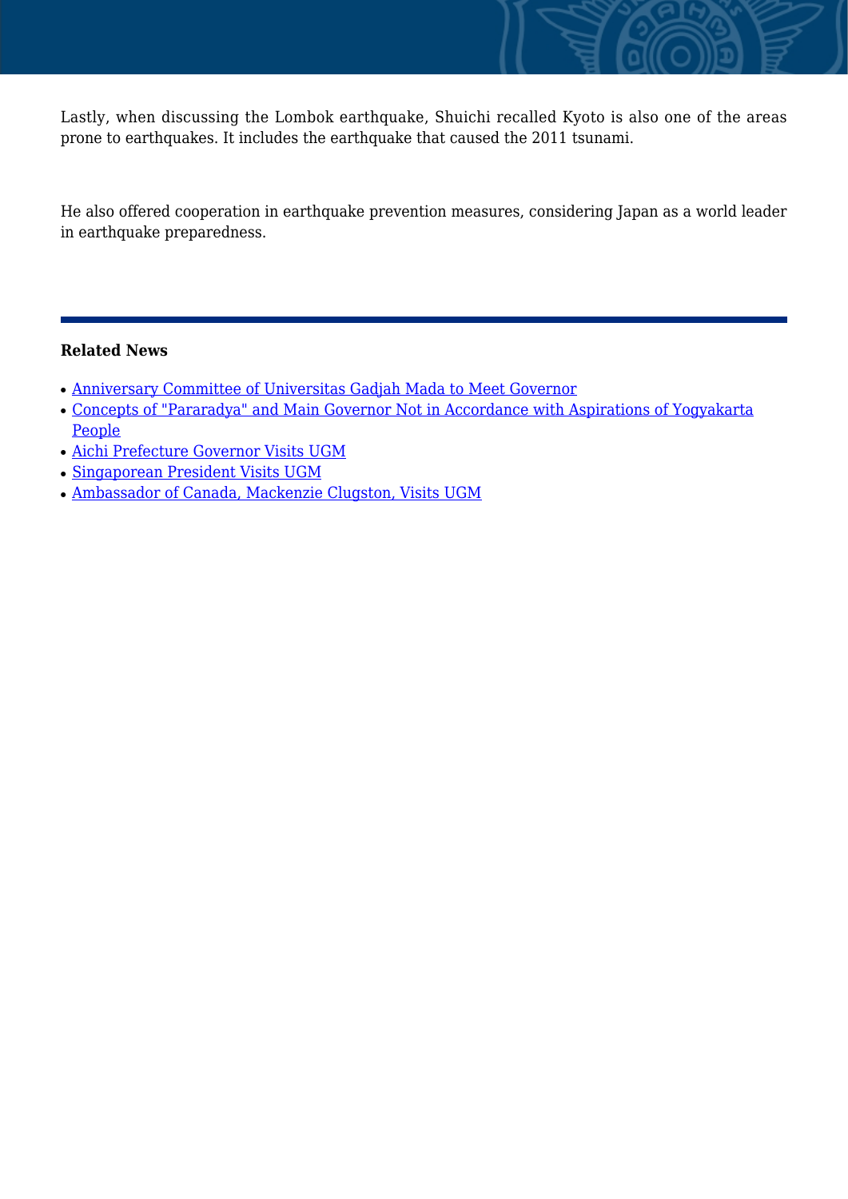Lastly, when discussing the Lombok earthquake, Shuichi recalled Kyoto is also one of the areas prone to earthquakes. It includes the earthquake that caused the 2011 tsunami.

He also offered cooperation in earthquake prevention measures, considering Japan as a world leader in earthquake preparedness.

---

**Related News**

- Anniversary Committee of Universitas Gadjah Mada to Meet Governor
- Concepts of "Pararadya" and Main Governor Not in Accordance with Aspirations of Yogyakarta People
- Aichi Prefecture Governor Visits UGM
- Singaporean President Visits UGM
- Ambassador of Canada, Mackenzie Clugston, Visits UGM